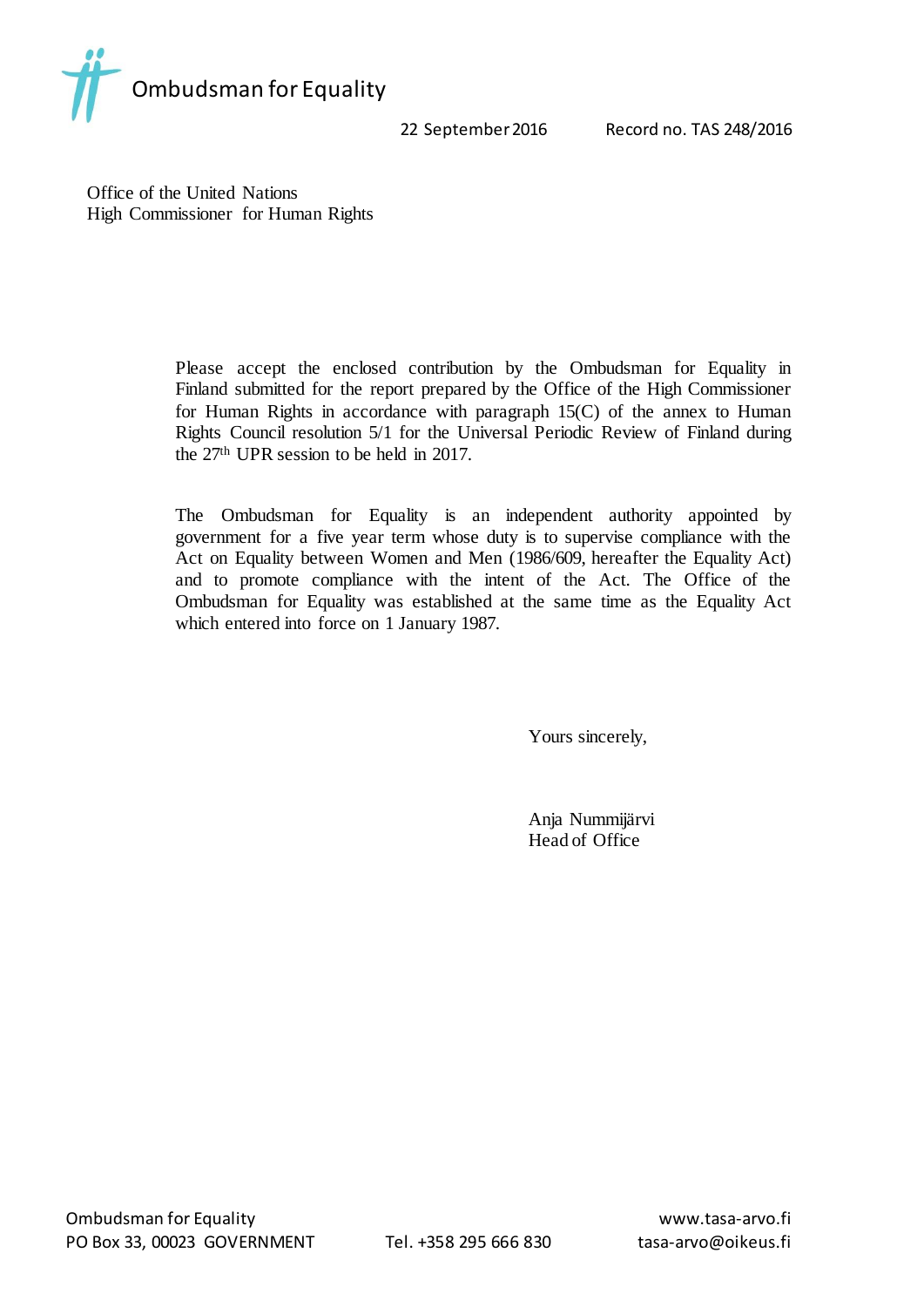Ombudsman for Equality

22 September 2016 Record no. TAS 248/2016

Office of the United Nations
High Commissioner for Human Rights

Please accept the enclosed contribution by the Ombudsman for Equality in Finland submitted for the report prepared by the Office of the High Commissioner for Human Rights in accordance with paragraph 15(C) of the annex to Human Rights Council resolution 5/1 for the Universal Periodic Review of Finland during the 27th UPR session to be held in 2017.

The Ombudsman for Equality is an independent authority appointed by government for a five year term whose duty is to supervise compliance with the Act on Equality between Women and Men (1986/609, hereafter the Equality Act) and to promote compliance with the intent of the Act. The Office of the Ombudsman for Equality was established at the same time as the Equality Act which entered into force on 1 January 1987.

Yours sincerely,

Anja Nummijärvi
Head of Office

Ombudsman for Equality
PO Box 33, 00023 GOVERNMENT
Tel. +358 295 666 830
www.tasa-arvo.fi
tasa-arvo@oikeus.fi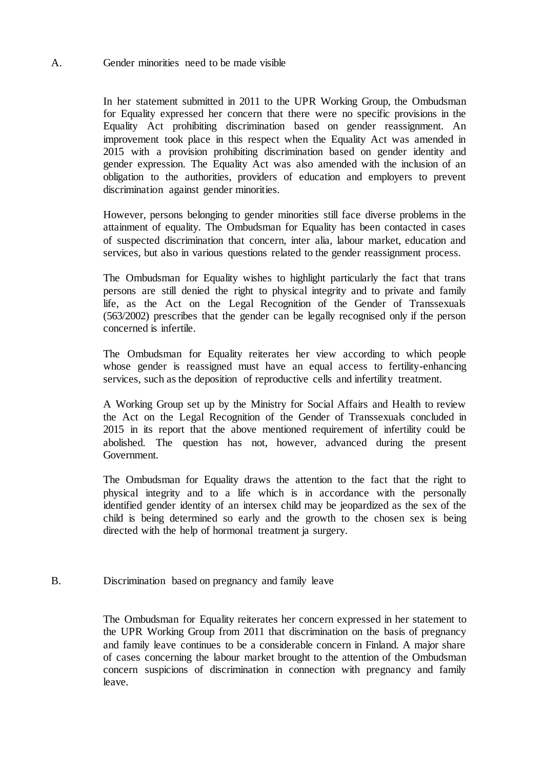## A. Gender minorities need to be made visible

In her statement submitted in 2011 to the UPR Working Group, the Ombudsman for Equality expressed her concern that there were no specific provisions in the Equality Act prohibiting discrimination based on gender reassignment. An improvement took place in this respect when the Equality Act was amended in 2015 with a provision prohibiting discrimination based on gender identity and gender expression. The Equality Act was also amended with the inclusion of an obligation to the authorities, providers of education and employers to prevent discrimination against gender minorities.

However, persons belonging to gender minorities still face diverse problems in the attainment of equality. The Ombudsman for Equality has been contacted in cases of suspected discrimination that concern, inter alia, labour market, education and services, but also in various questions related to the gender reassignment process.

The Ombudsman for Equality wishes to highlight particularly the fact that trans persons are still denied the right to physical integrity and to private and family life, as the Act on the Legal Recognition of the Gender of Transsexuals (563/2002) prescribes that the gender can be legally recognised only if the person concerned is infertile.

The Ombudsman for Equality reiterates her view according to which people whose gender is reassigned must have an equal access to fertility-enhancing services, such as the deposition of reproductive cells and infertility treatment.

A Working Group set up by the Ministry for Social Affairs and Health to review the Act on the Legal Recognition of the Gender of Transsexuals concluded in 2015 in its report that the above mentioned requirement of infertility could be abolished. The question has not, however, advanced during the present Government.

The Ombudsman for Equality draws the attention to the fact that the right to physical integrity and to a life which is in accordance with the personally identified gender identity of an intersex child may be jeopardized as the sex of the child is being determined so early and the growth to the chosen sex is being directed with the help of hormonal treatment ja surgery.

## B. Discrimination based on pregnancy and family leave

The Ombudsman for Equality reiterates her concern expressed in her statement to the UPR Working Group from 2011 that discrimination on the basis of pregnancy and family leave continues to be a considerable concern in Finland. A major share of cases concerning the labour market brought to the attention of the Ombudsman concern suspicions of discrimination in connection with pregnancy and family leave.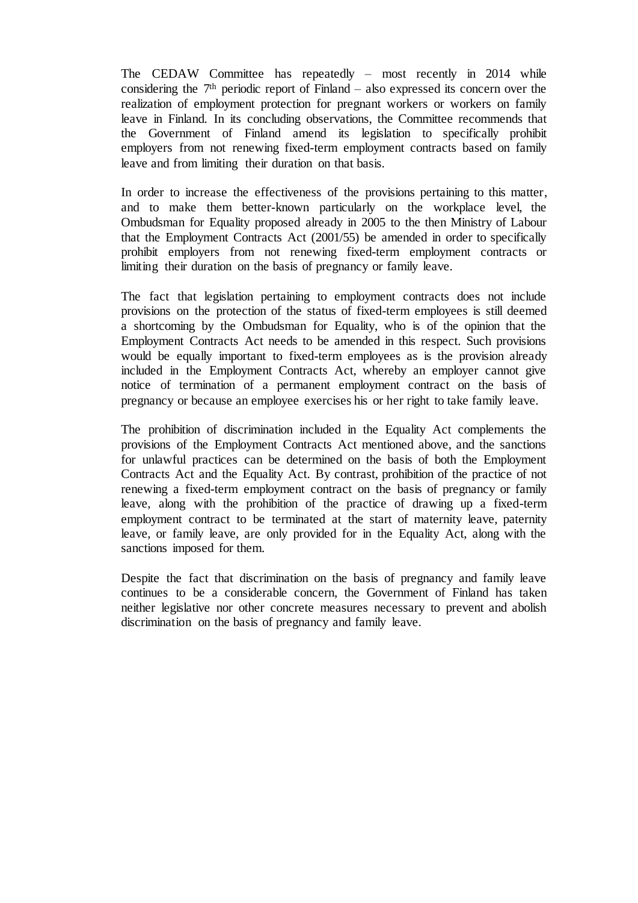The CEDAW Committee has repeatedly – most recently in 2014 while considering the 7th periodic report of Finland – also expressed its concern over the realization of employment protection for pregnant workers or workers on family leave in Finland. In its concluding observations, the Committee recommends that the Government of Finland amend its legislation to specifically prohibit employers from not renewing fixed-term employment contracts based on family leave and from limiting their duration on that basis.

In order to increase the effectiveness of the provisions pertaining to this matter, and to make them better-known particularly on the workplace level, the Ombudsman for Equality proposed already in 2005 to the then Ministry of Labour that the Employment Contracts Act (2001/55) be amended in order to specifically prohibit employers from not renewing fixed-term employment contracts or limiting their duration on the basis of pregnancy or family leave.

The fact that legislation pertaining to employment contracts does not include provisions on the protection of the status of fixed-term employees is still deemed a shortcoming by the Ombudsman for Equality, who is of the opinion that the Employment Contracts Act needs to be amended in this respect. Such provisions would be equally important to fixed-term employees as is the provision already included in the Employment Contracts Act, whereby an employer cannot give notice of termination of a permanent employment contract on the basis of pregnancy or because an employee exercises his or her right to take family leave.

The prohibition of discrimination included in the Equality Act complements the provisions of the Employment Contracts Act mentioned above, and the sanctions for unlawful practices can be determined on the basis of both the Employment Contracts Act and the Equality Act. By contrast, prohibition of the practice of not renewing a fixed-term employment contract on the basis of pregnancy or family leave, along with the prohibition of the practice of drawing up a fixed-term employment contract to be terminated at the start of maternity leave, paternity leave, or family leave, are only provided for in the Equality Act, along with the sanctions imposed for them.

Despite the fact that discrimination on the basis of pregnancy and family leave continues to be a considerable concern, the Government of Finland has taken neither legislative nor other concrete measures necessary to prevent and abolish discrimination on the basis of pregnancy and family leave.